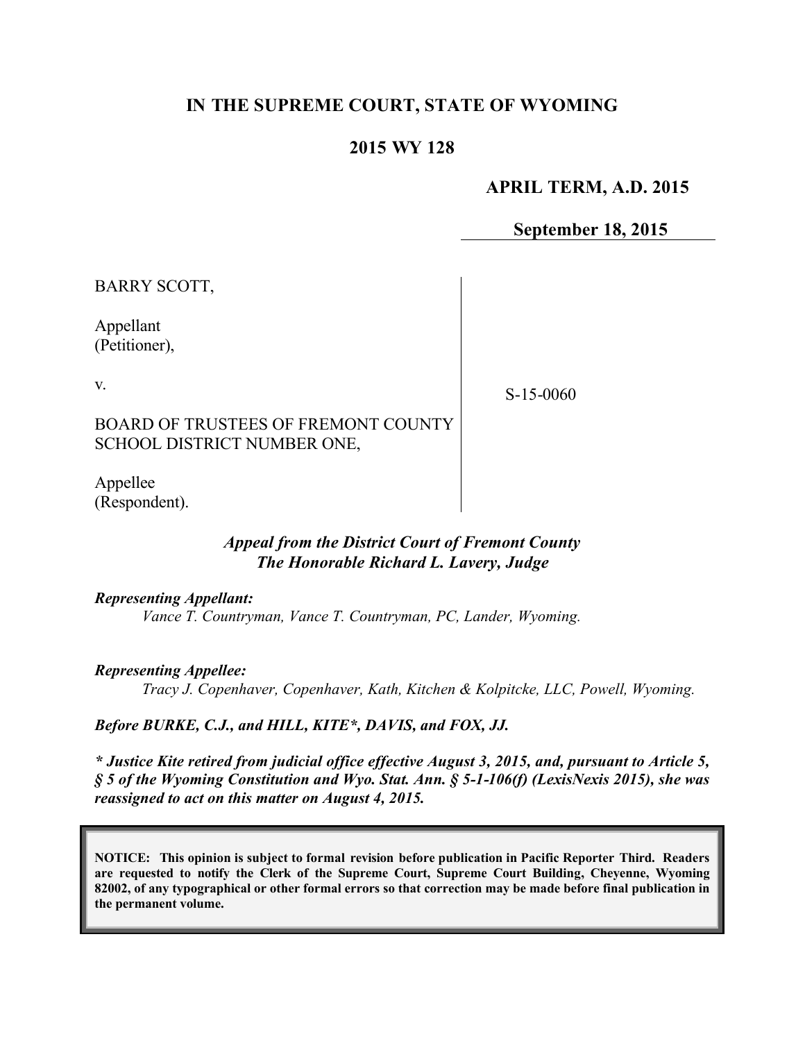# IN THE SUPREME COURT, STATE OF WYOMING

## 2015 WY 128

**APRIL TERM, A.D. 2015**

**September 18, 2015**

BARRY SCOTT,

Appellant
(Petitioner),

v.

BOARD OF TRUSTEES OF FREMONT COUNTY SCHOOL DISTRICT NUMBER ONE,

Appellee
(Respondent).

S-15-0060

***Appeal from the District Court of Fremont County***
***The Honorable Richard L. Lavery, Judge***

***Representing Appellant:***
*Vance T. Countryman, Vance T. Countryman, PC, Lander, Wyoming.*

***Representing Appellee:***
*Tracy J. Copenhaver, Copenhaver, Kath, Kitchen & Kolpitcke, LLC, Powell, Wyoming.*

***Before BURKE, C.J., and HILL, KITE*, DAVIS, and FOX, JJ.***

***\* Justice Kite retired from judicial office effective August 3, 2015, and, pursuant to Article 5, § 5 of the Wyoming Constitution and Wyo. Stat. Ann. § 5-1-106(f) (LexisNexis 2015), she was reassigned to act on this matter on August 4, 2015.***

**NOTICE: This opinion is subject to formal revision before publication in Pacific Reporter Third. Readers are requested to notify the Clerk of the Supreme Court, Supreme Court Building, Cheyenne, Wyoming 82002, of any typographical or other formal errors so that correction may be made before final publication in the permanent volume.**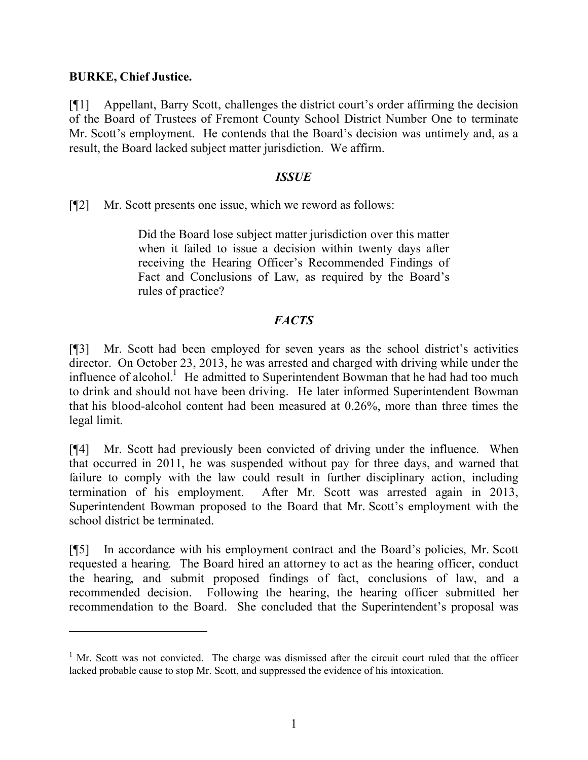**BURKE, Chief Justice.**

[¶1] Appellant, Barry Scott, challenges the district court's order affirming the decision of the Board of Trustees of Fremont County School District Number One to terminate Mr. Scott's employment. He contends that the Board's decision was untimely and, as a result, the Board lacked subject matter jurisdiction. We affirm.

## *ISSUE*

[¶2] Mr. Scott presents one issue, which we reword as follows:

> Did the Board lose subject matter jurisdiction over this matter when it failed to issue a decision within twenty days after receiving the Hearing Officer's Recommended Findings of Fact and Conclusions of Law, as required by the Board's rules of practice?

## *FACTS*

[¶3] Mr. Scott had been employed for seven years as the school district's activities director. On October 23, 2013, he was arrested and charged with driving while under the influence of alcohol.[1] He admitted to Superintendent Bowman that he had had too much to drink and should not have been driving. He later informed Superintendent Bowman that his blood-alcohol content had been measured at 0.26%, more than three times the legal limit.

[¶4] Mr. Scott had previously been convicted of driving under the influence. When that occurred in 2011, he was suspended without pay for three days, and warned that failure to comply with the law could result in further disciplinary action, including termination of his employment. After Mr. Scott was arrested again in 2013, Superintendent Bowman proposed to the Board that Mr. Scott's employment with the school district be terminated.

[¶5] In accordance with his employment contract and the Board's policies, Mr. Scott requested a hearing. The Board hired an attorney to act as the hearing officer, conduct the hearing, and submit proposed findings of fact, conclusions of law, and a recommended decision. Following the hearing, the hearing officer submitted her recommendation to the Board. She concluded that the Superintendent's proposal was

---

[1] Mr. Scott was not convicted. The charge was dismissed after the circuit court ruled that the officer lacked probable cause to stop Mr. Scott, and suppressed the evidence of his intoxication.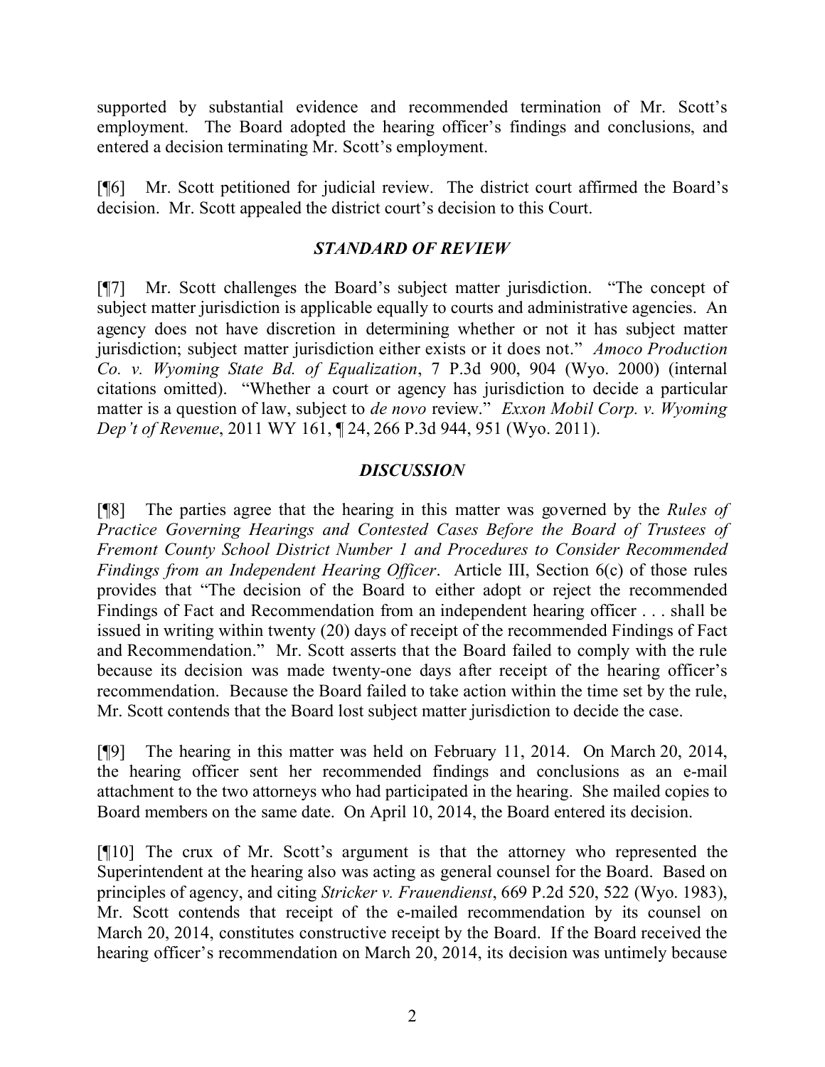supported by substantial evidence and recommended termination of Mr. Scott's employment. The Board adopted the hearing officer's findings and conclusions, and entered a decision terminating Mr. Scott's employment.

[¶6] Mr. Scott petitioned for judicial review. The district court affirmed the Board's decision. Mr. Scott appealed the district court's decision to this Court.

## *STANDARD OF REVIEW*

[¶7] Mr. Scott challenges the Board's subject matter jurisdiction. "The concept of subject matter jurisdiction is applicable equally to courts and administrative agencies. An agency does not have discretion in determining whether or not it has subject matter jurisdiction; subject matter jurisdiction either exists or it does not." *Amoco Production Co. v. Wyoming State Bd. of Equalization*, 7 P.3d 900, 904 (Wyo. 2000) (internal citations omitted). "Whether a court or agency has jurisdiction to decide a particular matter is a question of law, subject to *de novo* review." *Exxon Mobil Corp. v. Wyoming Dep't of Revenue*, 2011 WY 161, ¶ 24, 266 P.3d 944, 951 (Wyo. 2011).

## *DISCUSSION*

[¶8] The parties agree that the hearing in this matter was governed by the *Rules of Practice Governing Hearings and Contested Cases Before the Board of Trustees of Fremont County School District Number 1 and Procedures to Consider Recommended Findings from an Independent Hearing Officer*. Article III, Section 6(c) of those rules provides that "The decision of the Board to either adopt or reject the recommended Findings of Fact and Recommendation from an independent hearing officer . . . shall be issued in writing within twenty (20) days of receipt of the recommended Findings of Fact and Recommendation." Mr. Scott asserts that the Board failed to comply with the rule because its decision was made twenty-one days after receipt of the hearing officer's recommendation. Because the Board failed to take action within the time set by the rule, Mr. Scott contends that the Board lost subject matter jurisdiction to decide the case.

[¶9] The hearing in this matter was held on February 11, 2014. On March 20, 2014, the hearing officer sent her recommended findings and conclusions as an e-mail attachment to the two attorneys who had participated in the hearing. She mailed copies to Board members on the same date. On April 10, 2014, the Board entered its decision.

[¶10] The crux of Mr. Scott's argument is that the attorney who represented the Superintendent at the hearing also was acting as general counsel for the Board. Based on principles of agency, and citing *Stricker v. Frauendienst*, 669 P.2d 520, 522 (Wyo. 1983), Mr. Scott contends that receipt of the e-mailed recommendation by its counsel on March 20, 2014, constitutes constructive receipt by the Board. If the Board received the hearing officer's recommendation on March 20, 2014, its decision was untimely because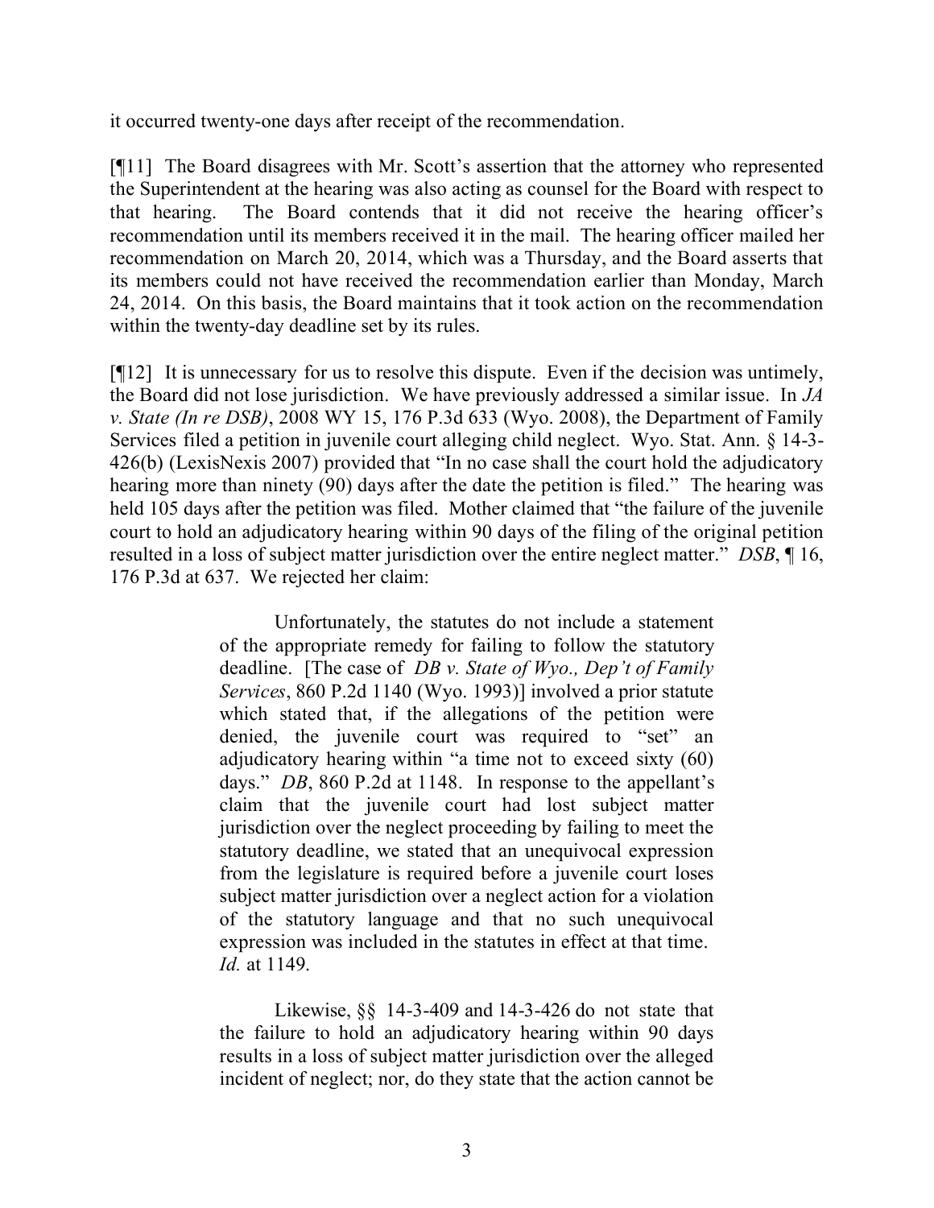it occurred twenty-one days after receipt of the recommendation.

[¶11] The Board disagrees with Mr. Scott's assertion that the attorney who represented the Superintendent at the hearing was also acting as counsel for the Board with respect to that hearing. The Board contends that it did not receive the hearing officer's recommendation until its members received it in the mail. The hearing officer mailed her recommendation on March 20, 2014, which was a Thursday, and the Board asserts that its members could not have received the recommendation earlier than Monday, March 24, 2014. On this basis, the Board maintains that it took action on the recommendation within the twenty-day deadline set by its rules.

[¶12] It is unnecessary for us to resolve this dispute. Even if the decision was untimely, the Board did not lose jurisdiction. We have previously addressed a similar issue. In *JA v. State (In re DSB)*, 2008 WY 15, 176 P.3d 633 (Wyo. 2008), the Department of Family Services filed a petition in juvenile court alleging child neglect. Wyo. Stat. Ann. § 14-3-426(b) (LexisNexis 2007) provided that "In no case shall the court hold the adjudicatory hearing more than ninety (90) days after the date the petition is filed." The hearing was held 105 days after the petition was filed. Mother claimed that "the failure of the juvenile court to hold an adjudicatory hearing within 90 days of the filing of the original petition resulted in a loss of subject matter jurisdiction over the entire neglect matter." *DSB*, ¶ 16, 176 P.3d at 637. We rejected her claim:

> Unfortunately, the statutes do not include a statement of the appropriate remedy for failing to follow the statutory deadline. [The case of *DB v. State of Wyo., Dep't of Family Services*, 860 P.2d 1140 (Wyo. 1993)] involved a prior statute which stated that, if the allegations of the petition were denied, the juvenile court was required to "set" an adjudicatory hearing within "a time not to exceed sixty (60) days." *DB*, 860 P.2d at 1148. In response to the appellant's claim that the juvenile court had lost subject matter jurisdiction over the neglect proceeding by failing to meet the statutory deadline, we stated that an unequivocal expression from the legislature is required before a juvenile court loses subject matter jurisdiction over a neglect action for a violation of the statutory language and that no such unequivocal expression was included in the statutes in effect at that time. *Id.* at 1149.
>
> Likewise, §§ 14-3-409 and 14-3-426 do not state that the failure to hold an adjudicatory hearing within 90 days results in a loss of subject matter jurisdiction over the alleged incident of neglect; nor, do they state that the action cannot be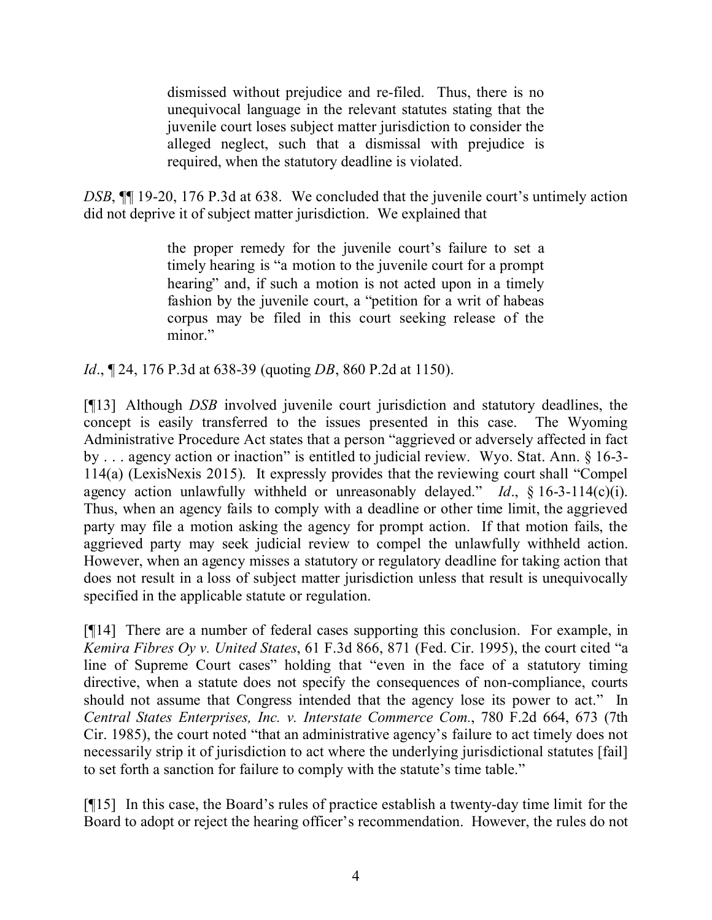> dismissed without prejudice and re-filed. Thus, there is no unequivocal language in the relevant statutes stating that the juvenile court loses subject matter jurisdiction to consider the alleged neglect, such that a dismissal with prejudice is required, when the statutory deadline is violated.

*DSB*, ¶¶ 19-20, 176 P.3d at 638. We concluded that the juvenile court's untimely action did not deprive it of subject matter jurisdiction. We explained that

> the proper remedy for the juvenile court's failure to set a timely hearing is "a motion to the juvenile court for a prompt hearing" and, if such a motion is not acted upon in a timely fashion by the juvenile court, a "petition for a writ of habeas corpus may be filed in this court seeking release of the minor."

*Id*., ¶ 24, 176 P.3d at 638-39 (quoting *DB*, 860 P.2d at 1150).

[¶13] Although *DSB* involved juvenile court jurisdiction and statutory deadlines, the concept is easily transferred to the issues presented in this case. The Wyoming Administrative Procedure Act states that a person "aggrieved or adversely affected in fact by . . . agency action or inaction" is entitled to judicial review. Wyo. Stat. Ann. § 16-3-114(a) (LexisNexis 2015). It expressly provides that the reviewing court shall "Compel agency action unlawfully withheld or unreasonably delayed." *Id*., § 16-3-114(c)(i). Thus, when an agency fails to comply with a deadline or other time limit, the aggrieved party may file a motion asking the agency for prompt action. If that motion fails, the aggrieved party may seek judicial review to compel the unlawfully withheld action. However, when an agency misses a statutory or regulatory deadline for taking action that does not result in a loss of subject matter jurisdiction unless that result is unequivocally specified in the applicable statute or regulation.

[¶14] There are a number of federal cases supporting this conclusion. For example, in *Kemira Fibres Oy v. United States*, 61 F.3d 866, 871 (Fed. Cir. 1995), the court cited "a line of Supreme Court cases" holding that "even in the face of a statutory timing directive, when a statute does not specify the consequences of non-compliance, courts should not assume that Congress intended that the agency lose its power to act." In *Central States Enterprises, Inc. v. Interstate Commerce Com.*, 780 F.2d 664, 673 (7th Cir. 1985), the court noted "that an administrative agency's failure to act timely does not necessarily strip it of jurisdiction to act where the underlying jurisdictional statutes [fail] to set forth a sanction for failure to comply with the statute's time table."

[¶15] In this case, the Board's rules of practice establish a twenty-day time limit for the Board to adopt or reject the hearing officer's recommendation. However, the rules do not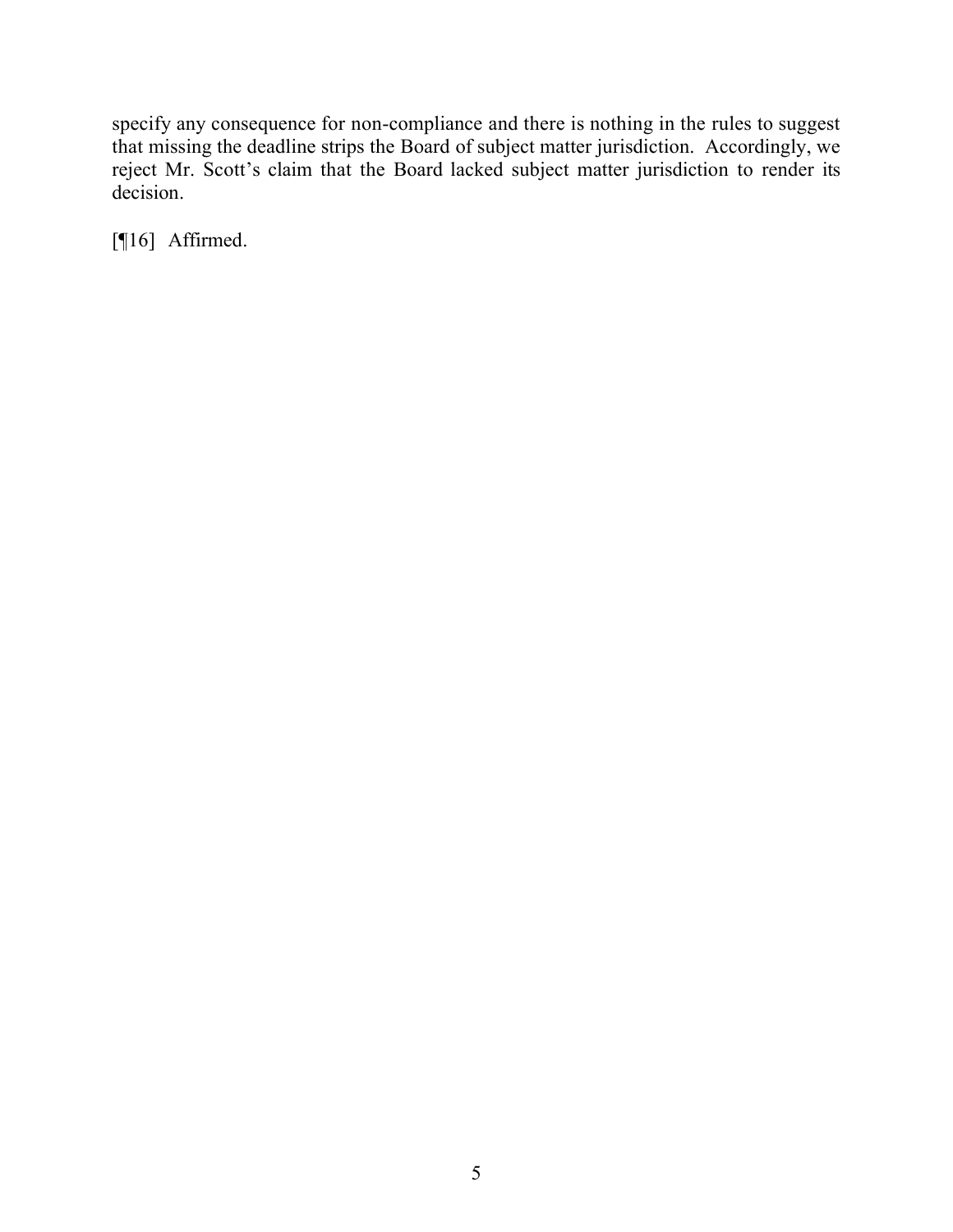specify any consequence for non-compliance and there is nothing in the rules to suggest that missing the deadline strips the Board of subject matter jurisdiction. Accordingly, we reject Mr. Scott's claim that the Board lacked subject matter jurisdiction to render its decision.

[¶16] Affirmed.